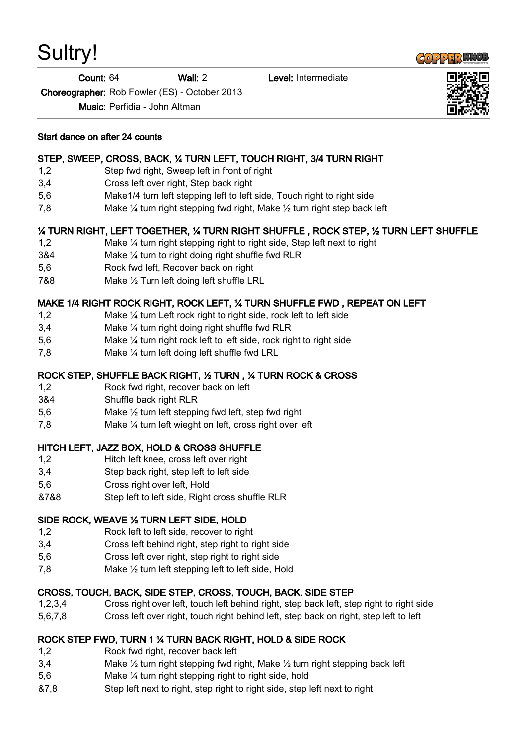# Sultry!

**Count:** 64 **Wall:** 2 **Level:** Intermediate

**Choreographer:** Rob Fowler (ES) - October 2013

**Music:** Perfidia - John Altman

**Start dance on after 24 counts**

**STEP, SWEEP, CROSS, BACK, ¼ TURN LEFT, TOUCH RIGHT, 3/4 TURN RIGHT**

| | |
|---|---|
| 1,2 | Step fwd right, Sweep left in front of right |
| 3,4 | Cross left over right, Step back right |
| 5,6 | Make1/4 turn left stepping left to left side, Touch right to right side |
| 7,8 | Make ¼ turn right stepping fwd right, Make ½ turn right step back left |

**¼ TURN RIGHT, LEFT TOGETHER, ¼ TURN RIGHT SHUFFLE , ROCK STEP, ½ TURN LEFT SHUFFLE**

| | |
|---|---|
| 1,2 | Make ¼ turn right stepping right to right side, Step left next to right |
| 3&4 | Make ¼ turn to right doing right shuffle fwd RLR |
| 5,6 | Rock fwd left, Recover back on right |
| 7&8 | Make ½ Turn left doing left shuffle LRL |

**MAKE 1/4 RIGHT ROCK RIGHT, ROCK LEFT, ¼ TURN SHUFFLE FWD , REPEAT ON LEFT**

| | |
|---|---|
| 1,2 | Make ¼ turn Left rock right to right side, rock left to left side |
| 3,4 | Make ¼ turn right doing right shuffle fwd RLR |
| 5,6 | Make ¼ turn right rock left to left side, rock right to right side |
| 7,8 | Make ¼ turn left doing left shuffle fwd LRL |

**ROCK STEP, SHUFFLE BACK RIGHT, ½ TURN , ¼ TURN ROCK & CROSS**

| | |
|---|---|
| 1,2 | Rock fwd right, recover back on left |
| 3&4 | Shuffle back right RLR |
| 5,6 | Make ½ turn left stepping fwd left, step fwd right |
| 7,8 | Make ¼ turn left wieght on left, cross right over left |

**HITCH LEFT, JAZZ BOX, HOLD & CROSS SHUFFLE**

| | |
|---|---|
| 1,2 | Hitch left knee, cross left over right |
| 3,4 | Step back right, step left to left side |
| 5,6 | Cross right over left, Hold |
| &7&8 | Step left to left side, Right cross shuffle RLR |

**SIDE ROCK, WEAVE ½ TURN LEFT SIDE, HOLD**

| | |
|---|---|
| 1,2 | Rock left to left side, recover to right |
| 3,4 | Cross left behind right, step right to right side |
| 5,6 | Cross left over right, step right to right side |
| 7,8 | Make ½ turn left stepping left to left side, Hold |

**CROSS, TOUCH, BACK, SIDE STEP, CROSS, TOUCH, BACK, SIDE STEP**

| | |
|---|---|
| 1,2,3,4 | Cross right over left, touch left behind right, step back left, step right to right side |
| 5,6,7,8 | Cross left over right, touch right behind left, step back on right, step left to left |

**ROCK STEP FWD, TURN 1 ¼ TURN BACK RIGHT, HOLD & SIDE ROCK**

| | |
|---|---|
| 1,2 | Rock fwd right, recover back left |
| 3,4 | Make ½ turn right stepping fwd right, Make ½ turn right stepping back left |
| 5,6 | Make ¼ turn right stepping right to right side, hold |
| &7,8 | Step left next to right, step right to right side, step left next to right |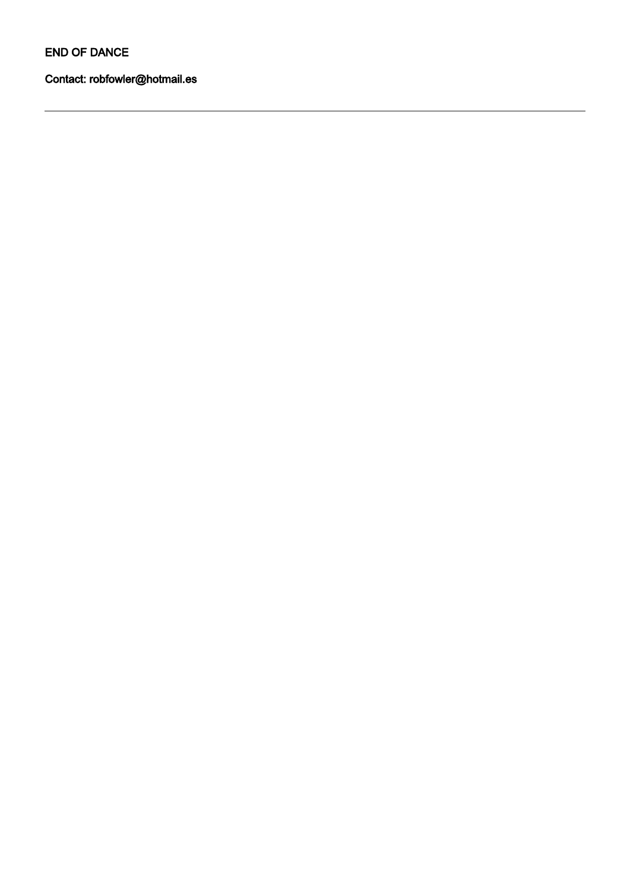END OF DANCE

Contact: robfowler@hotmail.es

---